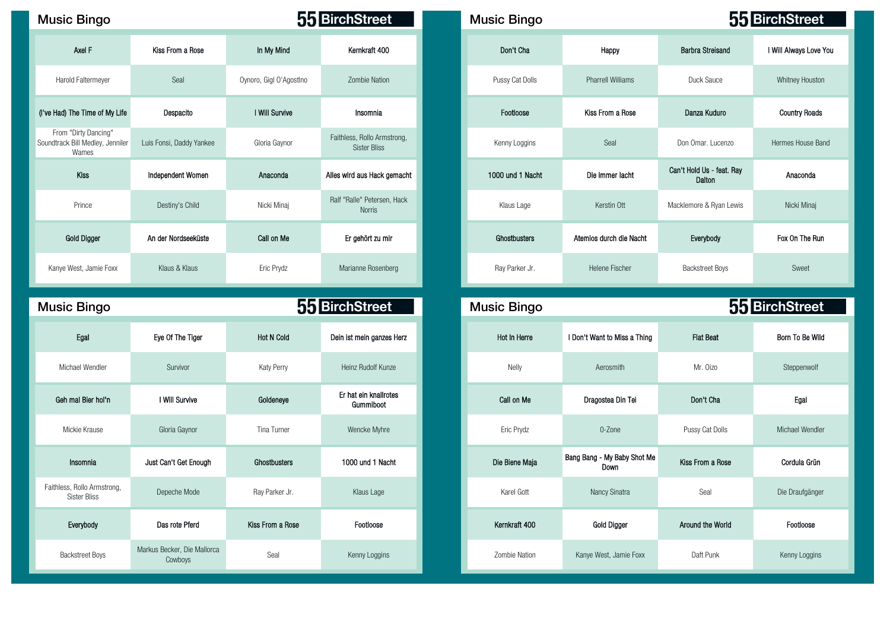## Music Bingo

55 BirchStreet

| Axel F | Kiss From a Rose | In My Mind | Kernkraft 400 |
|---|---|---|---|
| Harold Faltermeyer | Seal | Oynoro, Gigl O'Agostlno | Zombie Nation |
| (I've Had) The Time of My Life | Despacito | I Will Survive | Insomnia |
| From "Dirty Dancing" Soundtrack Bill Medley, Jenniler Wames | Luis Fonsi, Daddy Yankee | Gloria Gaynor | Faithless, Rollo Armstrong, Sister Bliss |
| Kiss | Independent Women | Anaconda | Alles wird aus Hack gemacht |
| Prince | Destiny's Child | Nicki Minaj | Ralf "Ralle" Petersen, Hack Norris |
| Gold Digger | An der Nordseeküste | Call on Me | Er gehört zu mir |
| Kanye West, Jamie Foxx | Klaus & Klaus | Eric Prydz | Marianne Rosenberg |

## Music Bingo

55 BirchStreet

| Don't Cha | Happy | Barbra Streisand | I Will Always Love You |
|---|---|---|---|
| Pussy Cat Dolls | Pharrell Williams | Duck Sauce | Whitney Houston |
| Footloose | Kiss From a Rose | Danza Kuduro | Country Roads |
| Kenny Loggins | Seal | Don Omar. Lucenzo | Hermes House Band |
| 1000 und 1 Nacht | Die immer lacht | Can't Hold Us - feat. Ray Dalton | Anaconda |
| Klaus Lage | Kerstin Ott | Macklemore & Ryan Lewis | Nicki Minaj |
| Ghostbusters | Atemlos durch die Nacht | Everybody | Fox On The Run |
| Ray Parker Jr. | Helene Fischer | Backstreet Boys | Sweet |

## Music Bingo

55 BirchStreet

| Egal | Eye Of The Tiger | Hot N Cold | Dein ist mein ganzes Herz |
|---|---|---|---|
| Michael Wendler | Survivor | Katy Perry | Heinz Rudolf Kunze |
| Geh mal Bier hol'n | I Will Survive | Goldeneye | Er hat ein knallrotes Gummiboot |
| Mickie Krause | Gloria Gaynor | Tina Turner | Wencke Myhre |
| Insomnia | Just Can't Get Enough | Ghostbusters | 1000 und 1 Nacht |
| Faithless, Rollo Armstrong, Sister Bliss | Depeche Mode | Ray Parker Jr. | Klaus Lage |
| Everybody | Das rote Pferd | Kiss From a Rose | Footloose |
| Backstreet Boys | Markus Becker, Die Mallorca Cowboys | Seal | Kenny Loggins |

## Music Bingo

55 BirchStreet

| Hot In Herre | I Don't Want to Miss a Thing | Flat Beat | Born To Be Wild |
|---|---|---|---|
| Nelly | Aerosmith | Mr. Oizo | Steppenwolf |
| Call on Me | Dragostea Din Tei | Don't Cha | Egal |
| Eric Prydz | O-Zone | Pussy Cat Dolls | Michael Wendler |
| Die Biene Maja | Bang Bang - My Baby Shot Me Down | Kiss From a Rose | Cordula Grün |
| Karel Gott | Nancy Sinatra | Seal | Die Draufgänger |
| Kernkraft 400 | Gold Digger | Around the World | Footloose |
| Zombie Nation | Kanye West, Jamie Foxx | Daft Punk | Kenny Loggins |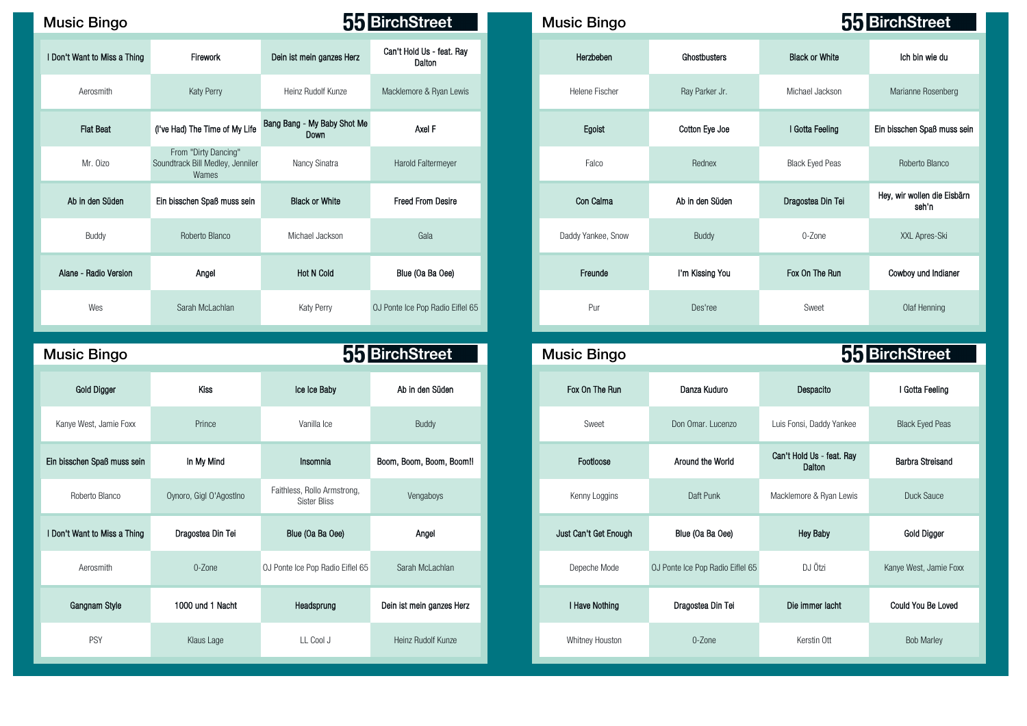## Music Bingo

55 BirchStreet

| I Don't Want to Miss a Thing | Firework | Dein ist mein ganzes Herz | Can't Hold Us - feat. Ray Dalton |
|---|---|---|---|
| Aerosmith | Katy Perry | Heinz Rudolf Kunze | Macklemore & Ryan Lewis |
| Flat Beat | (I've Had) The Time of My Life | Bang Bang - My Baby Shot Me Down | Axel F |
| Mr. Oizo | From "Dirty Dancing" Soundtrack Bill Medley, Jenniler Wames | Nancy Sinatra | Harold Faltermeyer |
| Ab in den Süden | Ein bisschen Spaß muss sein | Black or White | Freed From Desire |
| Buddy | Roberto Blanco | Michael Jackson | Gala |
| Alane - Radio Version | Angel | Hot N Cold | Blue (Oa Ba Oee) |
| Wes | Sarah McLachlan | Katy Perry | OJ Ponte Ice Pop Radio Eiflel 65 |

## Music Bingo

55 BirchStreet

| Herzbeben | Ghostbusters | Black or White | Ich bin wie du |
|---|---|---|---|
| Helene Fischer | Ray Parker Jr. | Michael Jackson | Marianne Rosenberg |
| Egoist | Cotton Eye Joe | I Gotta Feeling | Ein bisschen Spaß muss sein |
| Falco | Rednex | Black Eyed Peas | Roberto Blanco |
| Con Calma | Ab in den Süden | Dragostea Din Tei | Hey, wir wollen die Eisbärn seh'n |
| Daddy Yankee, Snow | Buddy | O-Zone | XXL Apres-Ski |
| Freunde | I'm Kissing You | Fox On The Run | Cowboy und Indianer |
| Pur | Des'ree | Sweet | Olaf Henning |

## Music Bingo

55 BirchStreet

| Gold Digger | Kiss | Ice Ice Baby | Ab in den Süden |
|---|---|---|---|
| Kanye West, Jamie Foxx | Prince | Vanilla Ice | Buddy |
| Ein bisschen Spaß muss sein | In My Mind | Insomnia | Boom, Boom, Boom, Boom!! |
| Roberto Blanco | Oynoro, Gigl O'Agostlno | Faithless, Rollo Armstrong, Sister Bliss | Vengaboys |
| I Don't Want to Miss a Thing | Dragostea Din Tei | Blue (Oa Ba Oee) | Angel |
| Aerosmith | O-Zone | OJ Ponte Ice Pop Radio Eiflel 65 | Sarah McLachlan |
| Gangnam Style | 1000 und 1 Nacht | Headsprung | Dein ist mein ganzes Herz |
| PSY | Klaus Lage | LL Cool J | Heinz Rudolf Kunze |

## Music Bingo

55 BirchStreet

| Fox On The Run | Danza Kuduro | Despacito | I Gotta Feeling |
|---|---|---|---|
| Sweet | Don Omar. Lucenzo | Luis Fonsi, Daddy Yankee | Black Eyed Peas |
| Footloose | Around the World | Can't Hold Us - feat. Ray Dalton | Barbra Streisand |
| Kenny Loggins | Daft Punk | Macklemore & Ryan Lewis | Duck Sauce |
| Just Can't Get Enough | Blue (Oa Ba Oee) | Hey Baby | Gold Digger |
| Depeche Mode | OJ Ponte Ice Pop Radio Eiflel 65 | DJ Ötzi | Kanye West, Jamie Foxx |
| I Have Nothing | Dragostea Din Tei | Die immer lacht | Could You Be Loved |
| Whitney Houston | O-Zone | Kerstin Ott | Bob Marley |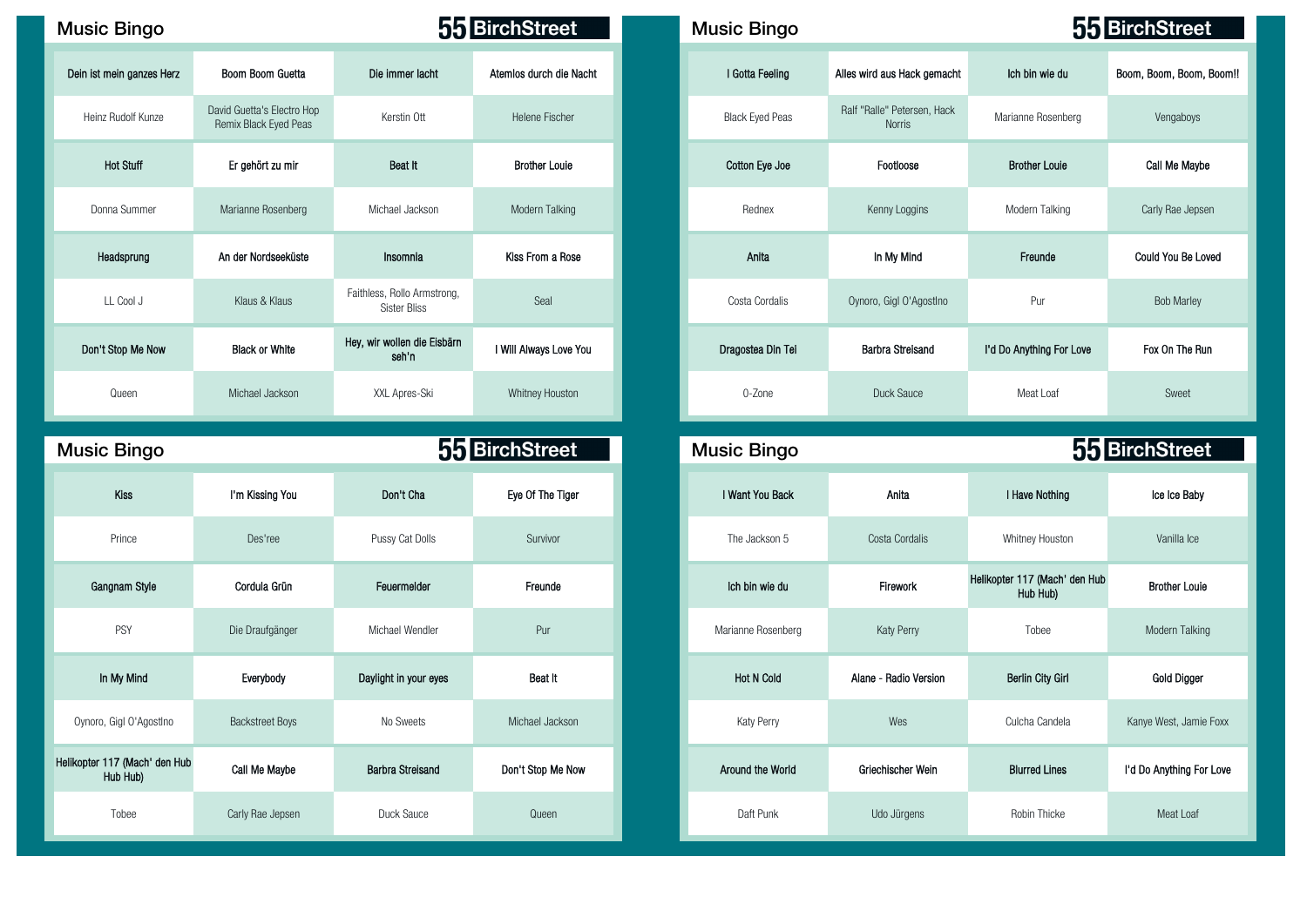## Music Bingo

55 BirchStreet

| Dein ist mein ganzes Herz | Boom Boom Guetta | Die immer lacht | Atemlos durch die Nacht |
|---|---|---|---|
| Heinz Rudolf Kunze | David Guetta's Electro Hop Remix Black Eyed Peas | Kerstin Ott | Helene Fischer |
| **Hot Stuff** | **Er gehört zu mir** | **Beat It** | **Brother Louie** |
| Donna Summer | Marianne Rosenberg | Michael Jackson | Modern Talking |
| **Headsprung** | **An der Nordseeküste** | **Insomnia** | **Kiss From a Rose** |
| LL Cool J | Klaus & Klaus | Faithless, Rollo Armstrong, Sister Bliss | Seal |
| **Don't Stop Me Now** | **Black or White** | **Hey, wir wollen die Eisbärn seh'n** | **I Will Always Love You** |
| Queen | Michael Jackson | XXL Apres-Ski | Whitney Houston |

## Music Bingo

55 BirchStreet

| I Gotta Feeling | Alles wird aus Hack gemacht | Ich bin wie du | Boom, Boom, Boom, Boom!! |
|---|---|---|---|
| Black Eyed Peas | Ralf "Ralle" Petersen, Hack Norris | Marianne Rosenberg | Vengaboys |
| **Cotton Eye Joe** | **Footloose** | **Brother Louie** | **Call Me Maybe** |
| Rednex | Kenny Loggins | Modern Talking | Carly Rae Jepsen |
| **Anita** | **In My Mind** | **Freunde** | **Could You Be Loved** |
| Costa Cordalis | Oynoro, Gigi O'Agostino | Pur | Bob Marley |
| **Dragostea Din Tei** | **Barbra Streisand** | **I'd Do Anything For Love** | **Fox On The Run** |
| O-Zone | Duck Sauce | Meat Loaf | Sweet |

## Music Bingo

55 BirchStreet

| Kiss | I'm Kissing You | Don't Cha | Eye Of The Tiger |
|---|---|---|---|
| Prince | Des'ree | Pussy Cat Dolls | Survivor |
| **Gangnam Style** | **Cordula Grün** | **Feuermelder** | **Freunde** |
| PSY | Die Draufgänger | Michael Wendler | Pur |
| **In My Mind** | **Everybody** | **Daylight in your eyes** | **Beat It** |
| Oynoro, Gigi O'Agostino | Backstreet Boys | No Sweets | Michael Jackson |
| **Helikopter 117 (Mach' den Hub Hub Hub)** | **Call Me Maybe** | **Barbra Streisand** | **Don't Stop Me Now** |
| Tobee | Carly Rae Jepsen | Duck Sauce | Queen |

## Music Bingo

55 BirchStreet

| I Want You Back | Anita | I Have Nothing | Ice Ice Baby |
|---|---|---|---|
| The Jackson 5 | Costa Cordalis | Whitney Houston | Vanilla Ice |
| **Ich bin wie du** | **Firework** | **Helikopter 117 (Mach' den Hub Hub Hub)** | **Brother Louie** |
| Marianne Rosenberg | Katy Perry | Tobee | Modern Talking |
| **Hot N Cold** | **Alane - Radio Version** | **Berlin City Girl** | **Gold Digger** |
| Katy Perry | Wes | Culcha Candela | Kanye West, Jamie Foxx |
| **Around the World** | **Griechischer Wein** | **Blurred Lines** | **I'd Do Anything For Love** |
| Daft Punk | Udo Jürgens | Robin Thicke | Meat Loaf |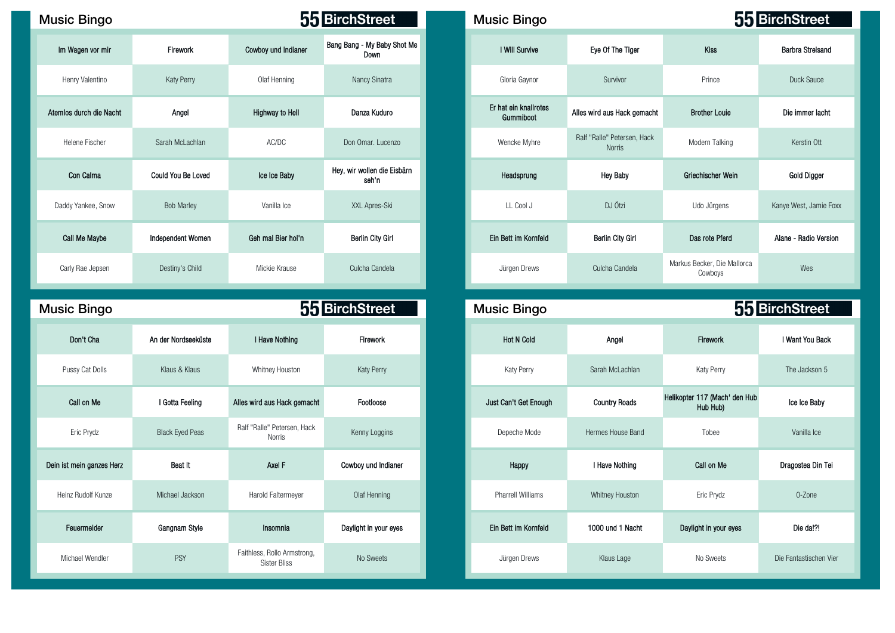## Music Bingo

55 BirchStreet

| | | | |
|---|---|---|---|
| Im Wagen vor mir | Firework | Cowboy und Indianer | Bang Bang - My Baby Shot Me Down |
| Henry Valentino | Katy Perry | Olaf Henning | Nancy Sinatra |
| Atemlos durch die Nacht | Angel | Highway to Hell | Danza Kuduro |
| Helene Fischer | Sarah McLachlan | AC/DC | Don Omar. Lucenzo |
| Con Calma | Could You Be Loved | Ice Ice Baby | Hey, wir wollen die Eisbärn seh'n |
| Daddy Yankee, Snow | Bob Marley | Vanilla Ice | XXL Apres-Ski |
| Call Me Maybe | Independent Women | Geh mal Bier hol'n | Berlin City Girl |
| Carly Rae Jepsen | Destiny's Child | Mickie Krause | Culcha Candela |

## Music Bingo

55 BirchStreet

| | | | |
|---|---|---|---|
| I Will Survive | Eye Of The Tiger | Kiss | Barbra Streisand |
| Gloria Gaynor | Survivor | Prince | Duck Sauce |
| Er hat ein knallrotes Gummiboot | Alles wird aus Hack gemacht | Brother Louie | Die immer lacht |
| Wencke Myhre | Ralf "Ralle" Petersen, Hack Norris | Modern Talking | Kerstin Ott |
| Headsprung | Hey Baby | Griechischer Wein | Gold Digger |
| LL Cool J | DJ Ötzi | Udo Jürgens | Kanye West, Jamie Foxx |
| Ein Bett im Kornfeld | Berlin City Girl | Das rote Pferd | Alane - Radio Version |
| Jürgen Drews | Culcha Candela | Markus Becker, Die Mallorca Cowboys | Wes |

## Music Bingo

55 BirchStreet

| | | | |
|---|---|---|---|
| Don't Cha | An der Nordseeküste | I Have Nothing | Firework |
| Pussy Cat Dolls | Klaus & Klaus | Whitney Houston | Katy Perry |
| Call on Me | I Gotta Feeling | Alles wird aus Hack gemacht | Footloose |
| Eric Prydz | Black Eyed Peas | Ralf "Ralle" Petersen, Hack Norris | Kenny Loggins |
| Dein ist mein ganzes Herz | Beat It | Axel F | Cowboy und Indianer |
| Heinz Rudolf Kunze | Michael Jackson | Harold Faltermeyer | Olaf Henning |
| Feuermelder | Gangnam Style | Insomnia | Daylight in your eyes |
| Michael Wendler | PSY | Faithless, Rollo Armstrong, Sister Bliss | No Sweets |

## Music Bingo

55 BirchStreet

| | | | |
|---|---|---|---|
| Hot N Cold | Angel | Firework | I Want You Back |
| Katy Perry | Sarah McLachlan | Katy Perry | The Jackson 5 |
| Just Can't Get Enough | Country Roads | Helikopter 117 (Mach' den Hub Hub Hub) | Ice Ice Baby |
| Depeche Mode | Hermes House Band | Tobee | Vanilla Ice |
| Happy | I Have Nothing | Call on Me | Dragostea Din Tei |
| Pharrell Williams | Whitney Houston | Eric Prydz | O-Zone |
| Ein Bett im Kornfeld | 1000 und 1 Nacht | Daylight in your eyes | Die da!?! |
| Jürgen Drews | Klaus Lage | No Sweets | Die Fantastischen Vier |